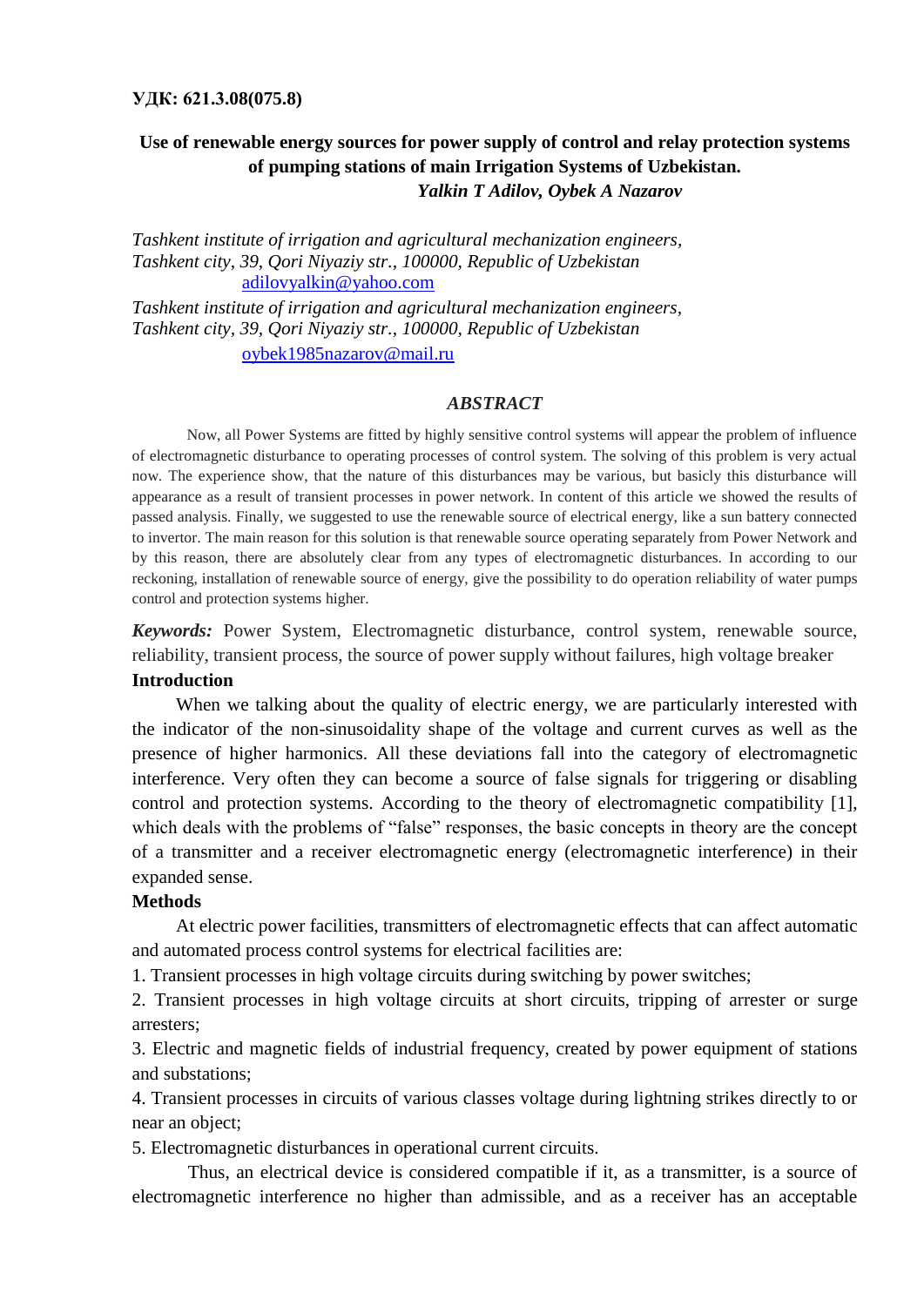**УДК: 621.3.08(075.8)**

# Use of renewable energy sources for power supply of control and relay protection systems of pumping stations of main Irrigation Systems of Uzbekistan.

***Yalkin T Adilov, Oybek A Nazarov***

*Tashkent institute of irrigation and agricultural mechanization engineers, Tashkent city, 39, Qori Niyaziy str., 100000, Republic of Uzbekistan*
adilovyalkin@yahoo.com

*Tashkent institute of irrigation and agricultural mechanization engineers, Tashkent city, 39, Qori Niyaziy str., 100000, Republic of Uzbekistan*
oybek1985nazarov@mail.ru

## *ABSTRACT*

Now, all Power Systems are fitted by highly sensitive control systems will appear the problem of influence of electromagnetic disturbance to operating processes of control system. The solving of this problem is very actual now. The experience show, that the nature of this disturbances may be various, but basicly this disturbance will appearance as a result of transient processes in power network. In content of this article we showed the results of passed analysis. Finally, we suggested to use the renewable source of electrical energy, like a sun battery connected to invertor. The main reason for this solution is that renewable source operating separately from Power Network and by this reason, there are absolutely clear from any types of electromagnetic disturbances. In according to our reckoning, installation of renewable source of energy, give the possibility to do operation reliability of water pumps control and protection systems higher.

***Keywords:*** Power System, Electromagnetic disturbance, control system, renewable source, reliability, transient process, the source of power supply without failures, high voltage breaker

## Introduction

When we talking about the quality of electric energy, we are particularly interested with the indicator of the non-sinusoidality shape of the voltage and current curves as well as the presence of higher harmonics. All these deviations fall into the category of electromagnetic interference. Very often they can become a source of false signals for triggering or disabling control and protection systems. According to the theory of electromagnetic compatibility [1], which deals with the problems of "false" responses, the basic concepts in theory are the concept of a transmitter and a receiver electromagnetic energy (electromagnetic interference) in their expanded sense.

## Methods

At electric power facilities, transmitters of electromagnetic effects that can affect automatic and automated process control systems for electrical facilities are:

1. Transient processes in high voltage circuits during switching by power switches;
2. Transient processes in high voltage circuits at short circuits, tripping of arrester or surge arresters;
3. Electric and magnetic fields of industrial frequency, created by power equipment of stations and substations;
4. Transient processes in circuits of various classes voltage during lightning strikes directly to or near an object;
5. Electromagnetic disturbances in operational current circuits.

Thus, an electrical device is considered compatible if it, as a transmitter, is a source of electromagnetic interference no higher than admissible, and as a receiver has an acceptable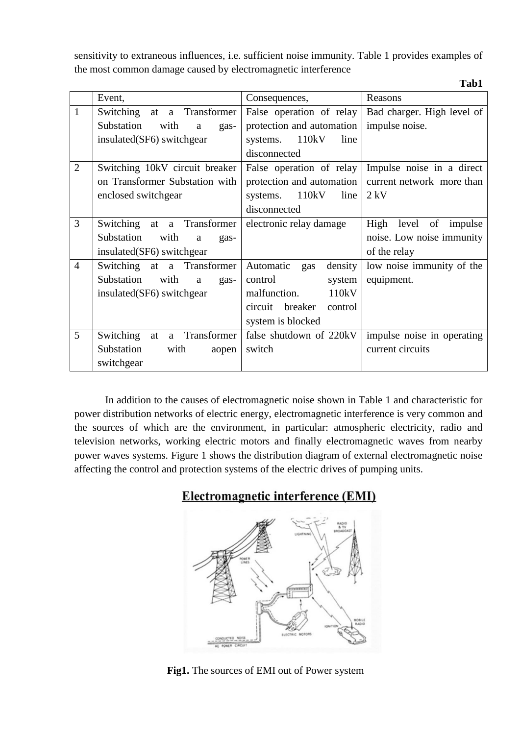sensitivity to extraneous influences, i.e. sufficient noise immunity. Table 1 provides examples of the most common damage caused by electromagnetic interference

**Tab1**

| | Event, | Consequences, | Reasons |
|---|---|---|---|
| 1 | Switching at a Transformer Substation with a gas-insulated(SF6) switchgear | False operation of relay protection and automation systems. 110kV line disconnected | Bad charger. High level of impulse noise. |
| 2 | Switching 10kV circuit breaker on Transformer Substation with enclosed switchgear | False operation of relay protection and automation systems. 110kV line disconnected | Impulse noise in a direct current network more than 2 kV |
| 3 | Switching at a Transformer Substation with a gas-insulated(SF6) switchgear | electronic relay damage | High level of impulse noise. Low noise immunity of the relay |
| 4 | Switching at a Transformer Substation with a gas-insulated(SF6) switchgear | Automatic gas density control system malfunction. 110kV circuit breaker control system is blocked | low noise immunity of the equipment. |
| 5 | Switching at a Transformer Substation with aopen switchgear | false shutdown of 220kV switch | impulse noise in operating current circuits |

In addition to the causes of electromagnetic noise shown in Table 1 and characteristic for power distribution networks of electric energy, electromagnetic interference is very common and the sources of which are the environment, in particular: atmospheric electricity, radio and television networks, working electric motors and finally electromagnetic waves from nearby power waves systems. Figure 1 shows the distribution diagram of external electromagnetic noise affecting the control and protection systems of the electric drives of pumping units.

**Fig1.** The sources of EMI out of Power system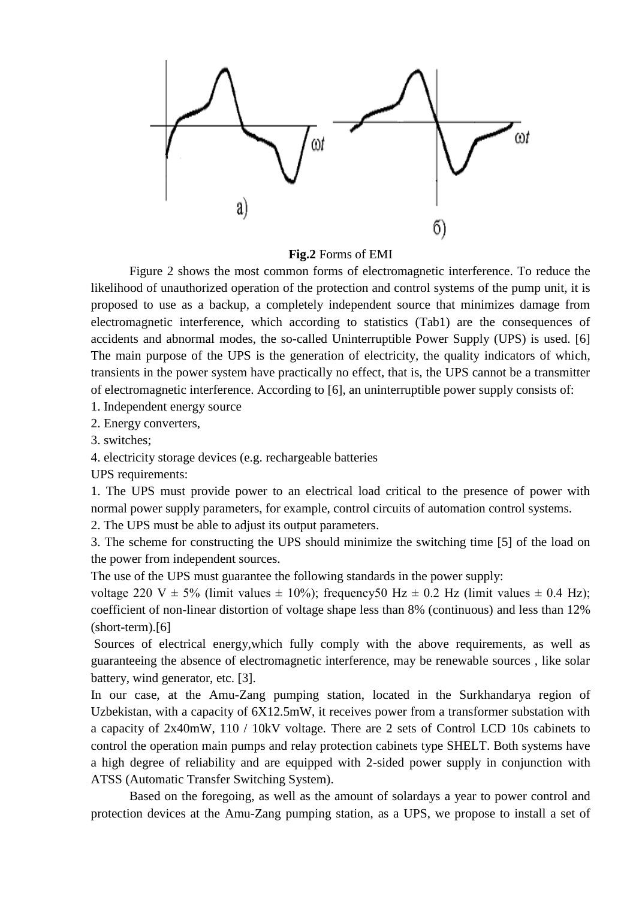**Fig.2** Forms of EMI

Figure 2 shows the most common forms of electromagnetic interference. To reduce the likelihood of unauthorized operation of the protection and control systems of the pump unit, it is proposed to use as a backup, a completely independent source that minimizes damage from electromagnetic interference, which according to statistics (Tab1) are the consequences of accidents and abnormal modes, the so-called Uninterruptible Power Supply (UPS) is used. [6] The main purpose of the UPS is the generation of electricity, the quality indicators of which, transients in the power system have practically no effect, that is, the UPS cannot be a transmitter of electromagnetic interference. According to [6], an uninterruptible power supply consists of:

1. Independent energy source
2. Energy converters,
3. switches;
4. electricity storage devices (e.g. rechargeable batteries

UPS requirements:

1. The UPS must provide power to an electrical load critical to the presence of power with normal power supply parameters, for example, control circuits of automation control systems.
2. The UPS must be able to adjust its output parameters.
3. The scheme for constructing the UPS should minimize the switching time [5] of the load on the power from independent sources.

The use of the UPS must guarantee the following standards in the power supply:

voltage 220 V ± 5% (limit values ± 10%); frequency50 Hz ± 0.2 Hz (limit values ± 0.4 Hz); coefficient of non-linear distortion of voltage shape less than 8% (continuous) and less than 12% (short-term).[6]

Sources of electrical energy,which fully comply with the above requirements, as well as guaranteeing the absence of electromagnetic interference, may be renewable sources , like solar battery, wind generator, etc. [3].

In our case, at the Amu-Zang pumping station, located in the Surkhandarya region of Uzbekistan, with a capacity of 6X12.5mW, it receives power from a transformer substation with a capacity of 2x40mW, 110 / 10kV voltage. There are 2 sets of Control LCD 10s cabinets to control the operation main pumps and relay protection cabinets type SHELT. Both systems have a high degree of reliability and are equipped with 2-sided power supply in conjunction with ATSS (Automatic Transfer Switching System).

Based on the foregoing, as well as the amount of solardays a year to power control and protection devices at the Amu-Zang pumping station, as a UPS, we propose to install a set of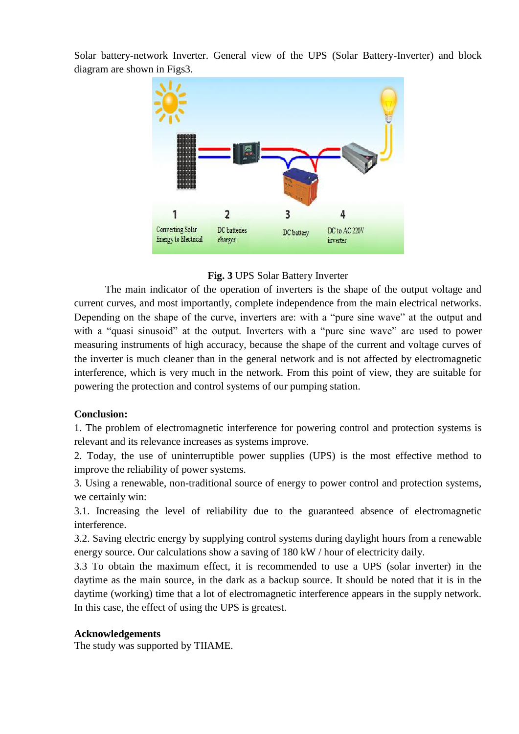Solar battery-network Inverter. General view of the UPS (Solar Battery-Inverter) and block diagram are shown in Figs3.

**Fig. 3** UPS Solar Battery Inverter

The main indicator of the operation of inverters is the shape of the output voltage and current curves, and most importantly, complete independence from the main electrical networks. Depending on the shape of the curve, inverters are: with a "pure sine wave" at the output and with a "quasi sinusoid" at the output. Inverters with a "pure sine wave" are used to power measuring instruments of high accuracy, because the shape of the current and voltage curves of the inverter is much cleaner than in the general network and is not affected by electromagnetic interference, which is very much in the network. From this point of view, they are suitable for powering the protection and control systems of our pumping station.

**Conclusion:**

1. The problem of electromagnetic interference for powering control and protection systems is relevant and its relevance increases as systems improve.
2. Today, the use of uninterruptible power supplies (UPS) is the most effective method to improve the reliability of power systems.
3. Using a renewable, non-traditional source of energy to power control and protection systems, we certainly win:

3.1. Increasing the level of reliability due to the guaranteed absence of electromagnetic interference.

3.2. Saving electric energy by supplying control systems during daylight hours from a renewable energy source. Our calculations show a saving of 180 kW / hour of electricity daily.

3.3 To obtain the maximum effect, it is recommended to use a UPS (solar inverter) in the daytime as the main source, in the dark as a backup source. It should be noted that it is in the daytime (working) time that a lot of electromagnetic interference appears in the supply network. In this case, the effect of using the UPS is greatest.

**Acknowledgements**

The study was supported by TIIAME.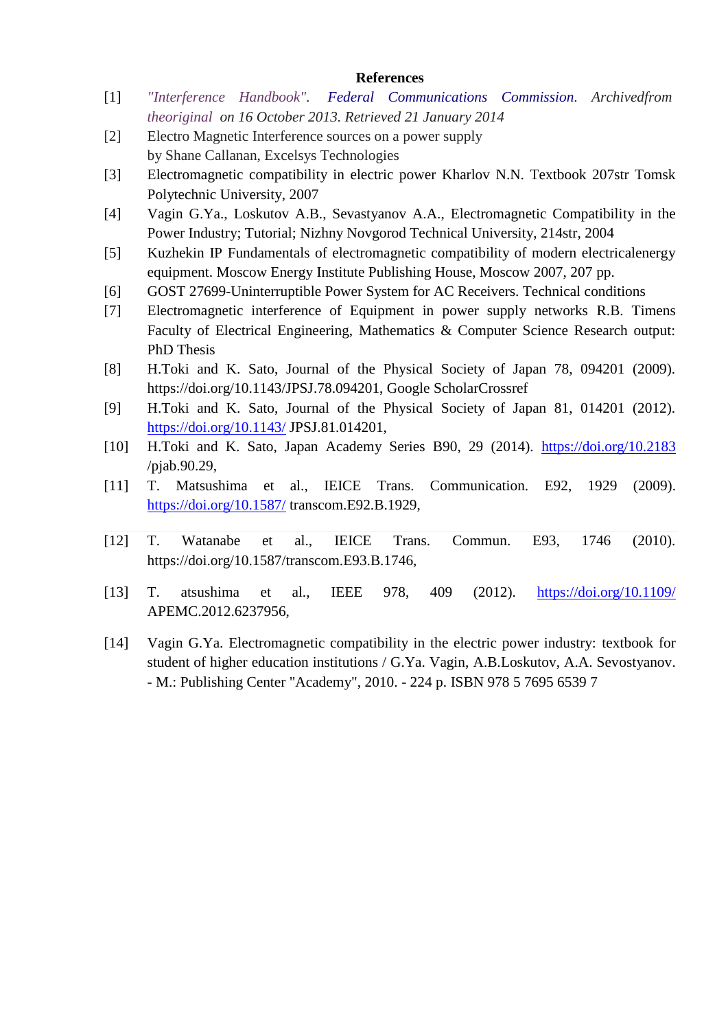## References

[1] *"Interference Handbook". Federal Communications Commission. Archivedfrom theoriginal on 16 October 2013. Retrieved 21 January 2014*

[2] Electro Magnetic Interference sources on a power supply by Shane Callanan, Excelsys Technologies

[3] Electromagnetic compatibility in electric power Kharlov N.N. Textbook 207str Tomsk Polytechnic University, 2007

[4] Vagin G.Ya., Loskutov A.B., Sevastyanov A.A., Electromagnetic Compatibility in the Power Industry; Tutorial; Nizhny Novgorod Technical University, 214str, 2004

[5] Kuzhekin IP Fundamentals of electromagnetic compatibility of modern electricalenergy equipment. Moscow Energy Institute Publishing House, Moscow 2007, 207 pp.

[6] GOST 27699-Uninterruptible Power System for AC Receivers. Technical conditions

[7] Electromagnetic interference of Equipment in power supply networks R.B. Timens Faculty of Electrical Engineering, Mathematics & Computer Science Research output: PhD Thesis

[8] H.Toki and K. Sato, Journal of the Physical Society of Japan 78, 094201 (2009). https://doi.org/10.1143/JPSJ.78.094201, Google ScholarCrossref

[9] H.Toki and K. Sato, Journal of the Physical Society of Japan 81, 014201 (2012). https://doi.org/10.1143/ JPSJ.81.014201,

[10] H.Toki and K. Sato, Japan Academy Series B90, 29 (2014). https://doi.org/10.2183 /pjab.90.29,

[11] T. Matsushima et al., IEICE Trans. Communication. E92, 1929 (2009). https://doi.org/10.1587/ transcom.E92.B.1929,

[12] T. Watanabe et al., IEICE Trans. Commun. E93, 1746 (2010). https://doi.org/10.1587/transcom.E93.B.1746,

[13] T. atsushima et al., IEEE 978, 409 (2012). https://doi.org/10.1109/ APEMC.2012.6237956,

[14] Vagin G.Ya. Electromagnetic compatibility in the electric power industry: textbook for student of higher education institutions / G.Ya. Vagin, A.B.Loskutov, A.A. Sevostyanov. - M.: Publishing Center "Academy", 2010. - 224 p. ISBN 978 5 7695 6539 7